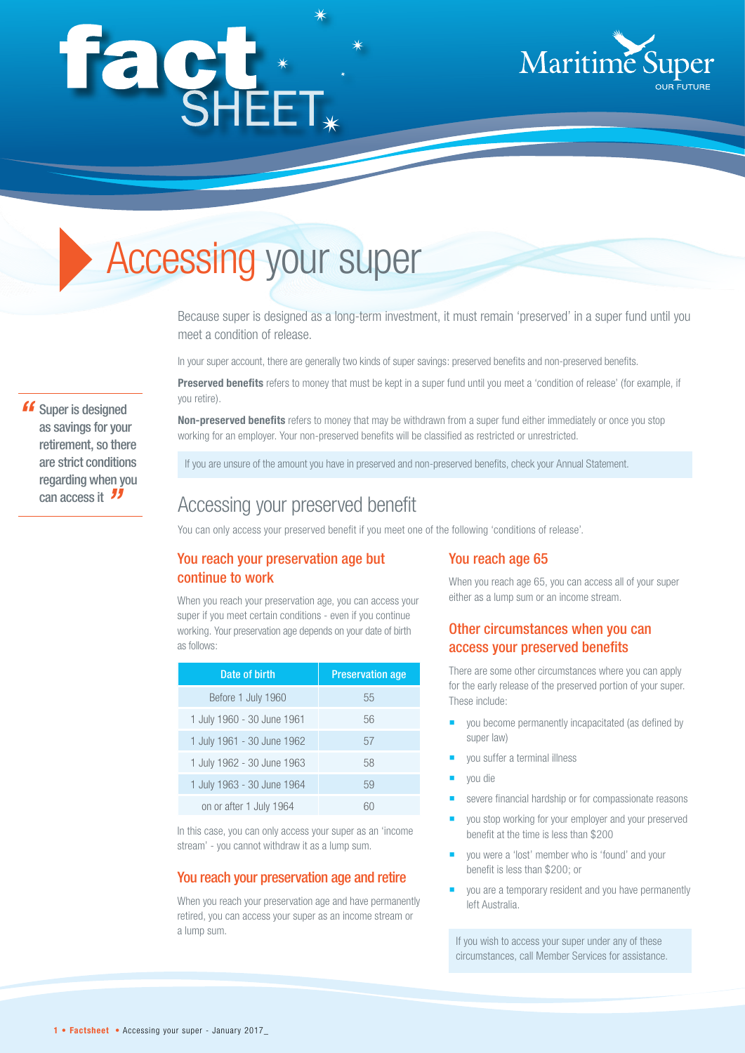# Accessing your super

Because super is designed as a long-term investment, it must remain 'preserved' in a super fund until you meet a condition of release.

In your super account, there are generally two kinds of super savings: preserved benefits and non-preserved benefits.

**Preserved benefits** refers to money that must be kept in a super fund until you meet a 'condition of release' (for example, if you retire).

**Non-preserved benefits** refers to money that may be withdrawn from a super fund either immediately or once you stop working for an employer. Your non-preserved benefits will be classified as restricted or unrestricted.

> "Super is designed as savings for your retirement, so there are strict conditions regarding when you can access it"

If you are unsure of the amount you have in preserved and non-preserved benefits, check your Annual Statement.

## Accessing your preserved benefit

You can only access your preserved benefit if you meet one of the following 'conditions of release'.

### You reach your preservation age but continue to work

When you reach your preservation age, you can access your super if you meet certain conditions - even if you continue working. Your preservation age depends on your date of birth as follows:

| Date of birth | Preservation age |
|---|---|
| Before 1 July 1960 | 55 |
| 1 July 1960 - 30 June 1961 | 56 |
| 1 July 1961 - 30 June 1962 | 57 |
| 1 July 1962 - 30 June 1963 | 58 |
| 1 July 1963 - 30 June 1964 | 59 |
| on or after 1 July 1964 | 60 |

In this case, you can only access your super as an 'income stream' - you cannot withdraw it as a lump sum.

### You reach your preservation age and retire

When you reach your preservation age and have permanently retired, you can access your super as an income stream or a lump sum.

### You reach age 65

When you reach age 65, you can access all of your super either as a lump sum or an income stream.

### Other circumstances when you can access your preserved benefits

There are some other circumstances where you can apply for the early release of the preserved portion of your super. These include:

- you become permanently incapacitated (as defined by super law)
- you suffer a terminal illness
- you die
- severe financial hardship or for compassionate reasons
- you stop working for your employer and your preserved benefit at the time is less than $200
- you were a 'lost' member who is 'found' and your benefit is less than $200; or
- you are a temporary resident and you have permanently left Australia.

If you wish to access your super under any of these circumstances, call Member Services for assistance.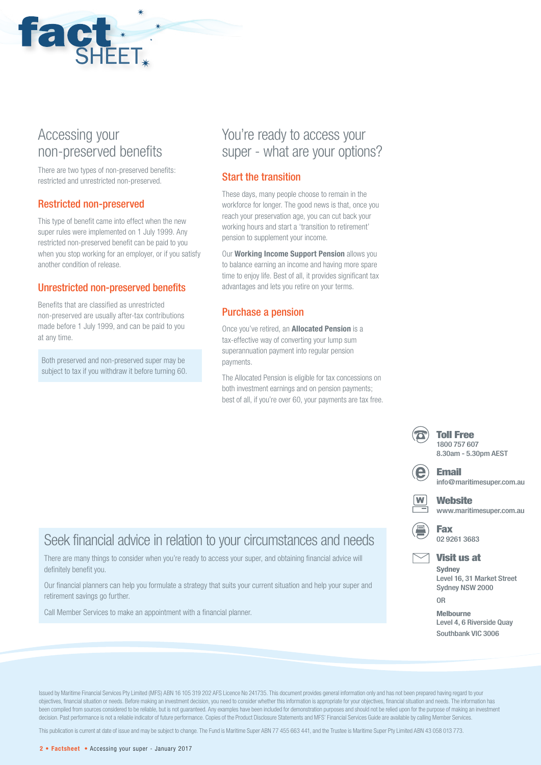# fact SHEET

## Accessing your non-preserved benefits

There are two types of non-preserved benefits: restricted and unrestricted non-preserved.

### Restricted non-preserved

This type of benefit came into effect when the new super rules were implemented on 1 July 1999. Any restricted non-preserved benefit can be paid to you when you stop working for an employer, or if you satisfy another condition of release.

### Unrestricted non-preserved benefits

Benefits that are classified as unrestricted non-preserved are usually after-tax contributions made before 1 July 1999, and can be paid to you at any time.

Both preserved and non-preserved super may be subject to tax if you withdraw it before turning 60.

## You're ready to access your super - what are your options?

### Start the transition

These days, many people choose to remain in the workforce for longer. The good news is that, once you reach your preservation age, you can cut back your working hours and start a 'transition to retirement' pension to supplement your income.

Our **Working Income Support Pension** allows you to balance earning an income and having more spare time to enjoy life. Best of all, it provides significant tax advantages and lets you retire on your terms.

### Purchase a pension

Once you've retired, an **Allocated Pension** is a tax-effective way of converting your lump sum superannuation payment into regular pension payments.

The Allocated Pension is eligible for tax concessions on both investment earnings and on pension payments; best of all, if you're over 60, your payments are tax free.

## Seek financial advice in relation to your circumstances and needs

There are many things to consider when you're ready to access your super, and obtaining financial advice will definitely benefit you.

Our financial planners can help you formulate a strategy that suits your current situation and help your super and retirement savings go further.

Call Member Services to make an appointment with a financial planner.

**Toll Free**
1800 757 607
8.30am - 5.30pm AEST

**Email**
info@maritimesuper.com.au

**Website**
www.maritimesuper.com.au

**Fax**
02 9261 3683

**Visit us at**

**Sydney**
Level 16, 31 Market Street
Sydney NSW 2000

OR

**Melbourne**
Level 4, 6 Riverside Quay
Southbank VIC 3006

Issued by Maritime Financial Services Pty Limited (MFS) ABN 16 105 319 202 AFS Licence No 241735. This document provides general information only and has not been prepared having regard to your objectives, financial situation or needs. Before making an investment decision, you need to consider whether this information is appropriate for your objectives, financial situation and needs. The information has been compiled from sources considered to be reliable, but is not guaranteed. Any examples have been included for demonstration purposes and should not be relied upon for the purpose of making an investment decision. Past performance is not a reliable indicator of future performance. Copies of the Product Disclosure Statements and MFS' Financial Services Guide are available by calling Member Services.

This publication is current at date of issue and may be subject to change. The Fund is Maritime Super ABN 77 455 663 441, and the Trustee is Maritime Super Pty Limited ABN 43 058 013 773.